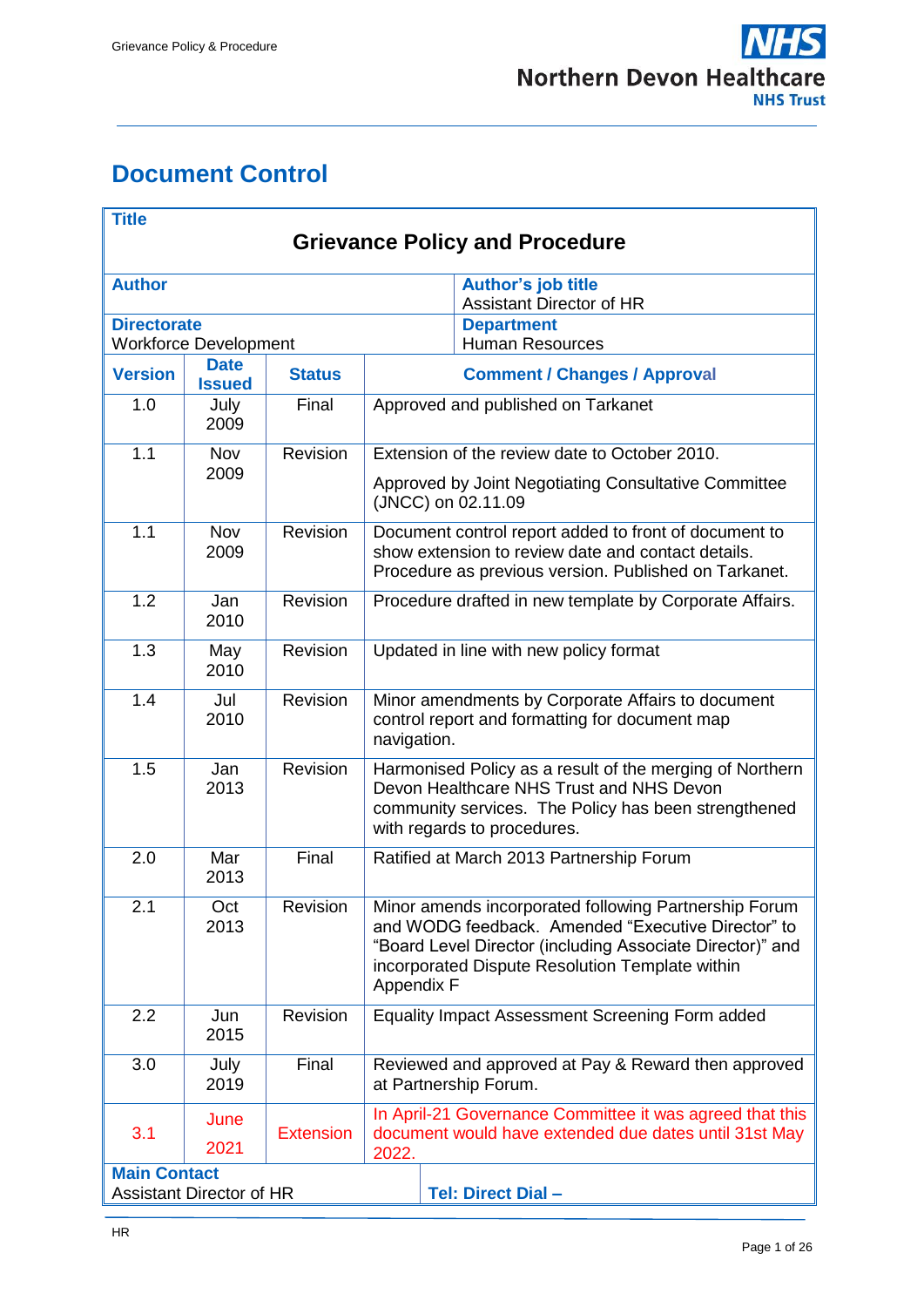# Document Control

| **Title** | | | |
|---|---|---|---|
| **Grievance Policy and Procedure** | | | |
| **Author** | | | **Author's job title**<br>Assistant Director of HR |
| **Directorate**<br>Workforce Development | | | **Department**<br>Human Resources |
| **Version** | **Date Issued** | **Status** | **Comment / Changes / Approval** |
| 1.0 | July 2009 | Final | Approved and published on Tarkanet |
| 1.1 | Nov 2009 | Revision | Extension of the review date to October 2010.<br>Approved by Joint Negotiating Consultative Committee (JNCC) on 02.11.09 |
| 1.1 | Nov 2009 | Revision | Document control report added to front of document to show extension to review date and contact details. Procedure as previous version. Published on Tarkanet. |
| 1.2 | Jan 2010 | Revision | Procedure drafted in new template by Corporate Affairs. |
| 1.3 | May 2010 | Revision | Updated in line with new policy format |
| 1.4 | Jul 2010 | Revision | Minor amendments by Corporate Affairs to document control report and formatting for document map navigation. |
| 1.5 | Jan 2013 | Revision | Harmonised Policy as a result of the merging of Northern Devon Healthcare NHS Trust and NHS Devon community services. The Policy has been strengthened with regards to procedures. |
| 2.0 | Mar 2013 | Final | Ratified at March 2013 Partnership Forum |
| 2.1 | Oct 2013 | Revision | Minor amends incorporated following Partnership Forum and WODG feedback. Amended "Executive Director" to "Board Level Director (including Associate Director)" and incorporated Dispute Resolution Template within Appendix F |
| 2.2 | Jun 2015 | Revision | Equality Impact Assessment Screening Form added |
| 3.0 | July 2019 | Final | Reviewed and approved at Pay & Reward then approved at Partnership Forum. |
| 3.1 | June 2021 | Extension | In April-21 Governance Committee it was agreed that this document would have extended due dates until 31st May 2022. |
| **Main Contact**<br>Assistant Director of HR | | | **Tel: Direct Dial –** |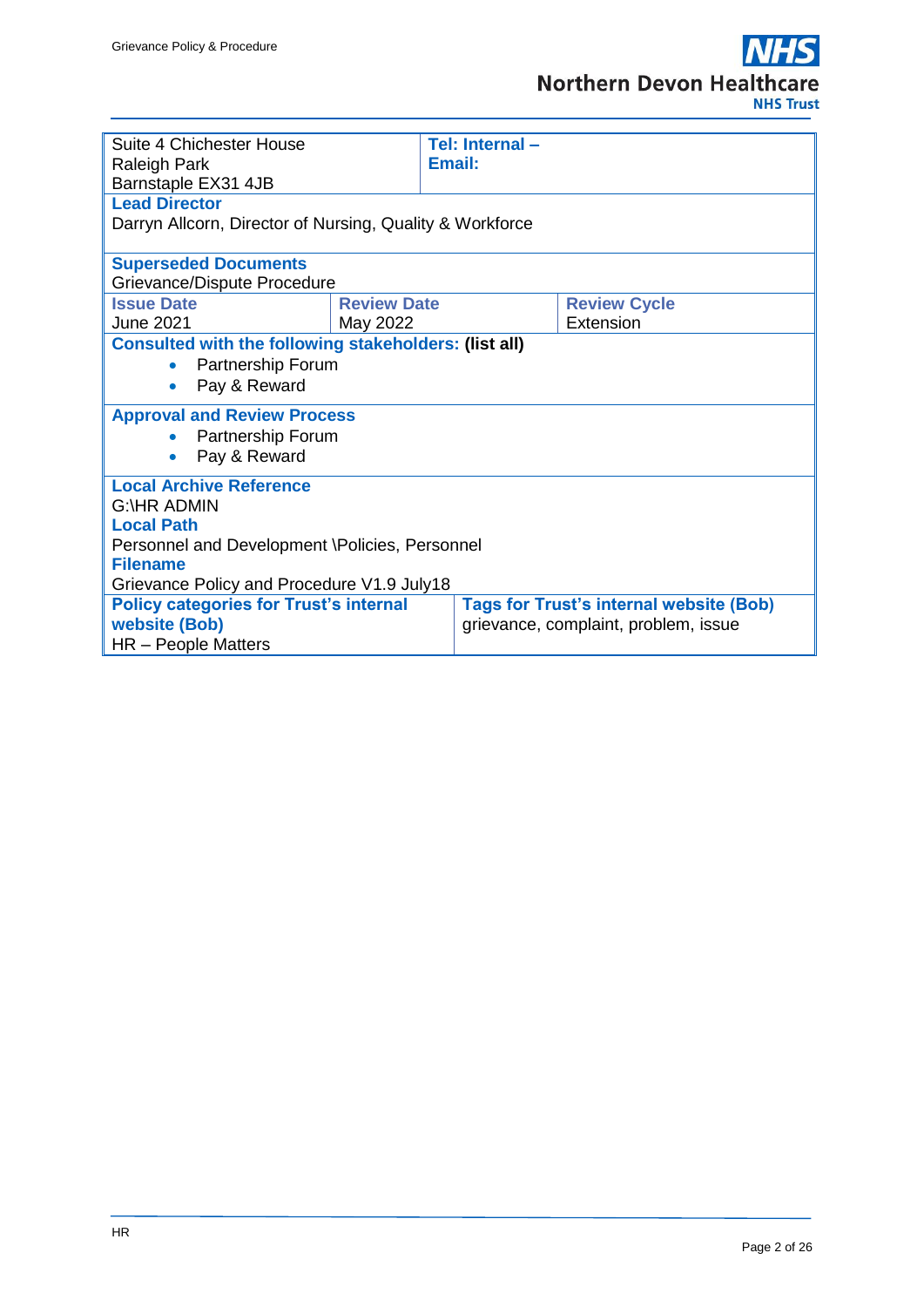| Suite 4 Chichester House<br>Raleigh Park<br>Barnstaple EX31 4JB | **Tel: Internal –**<br>**Email:** | |
|---|---|---|
| **Lead Director**<br>Darryn Allcorn, Director of Nursing, Quality & Workforce | | |
| **Superseded Documents**<br>Grievance/Dispute Procedure | | |
| **Issue Date**<br>June 2021 | **Review Date**<br>May 2022 | **Review Cycle**<br>Extension |
| **Consulted with the following stakeholders: (list all)**<br>• Partnership Forum<br>• Pay & Reward | | |
| **Approval and Review Process**<br>• Partnership Forum<br>• Pay & Reward | | |
| **Local Archive Reference**<br>G:\HR ADMIN<br>**Local Path**<br>Personnel and Development \Policies, Personnel<br>**Filename**<br>Grievance Policy and Procedure V1.9 July18 | | |
| **Policy categories for Trust's internal website (Bob)**<br>HR – People Matters | **Tags for Trust's internal website (Bob)**<br>grievance, complaint, problem, issue | |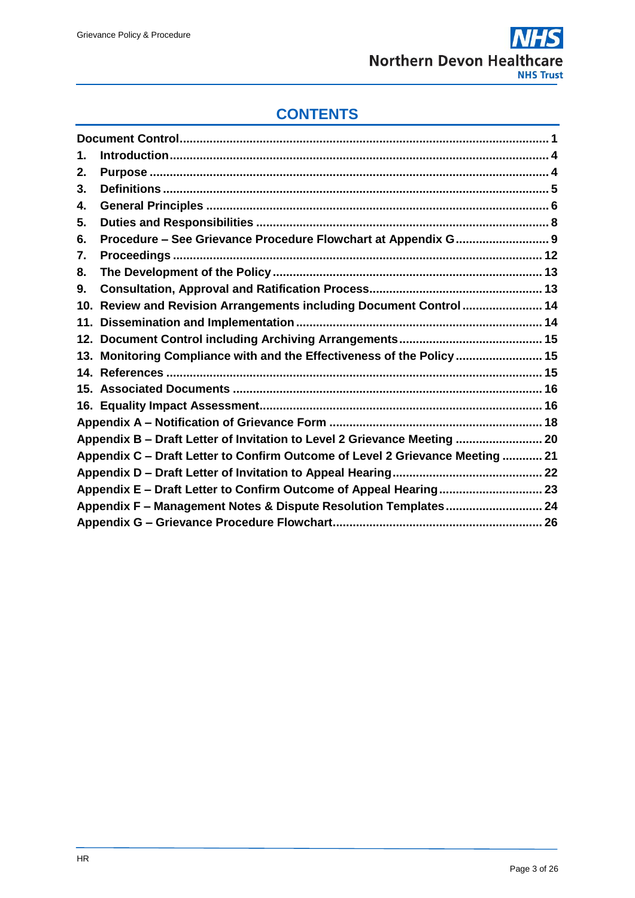## CONTENTS

**Document Control** .......... 1

1. **Introduction** .......... 4
2. **Purpose** .......... 4
3. **Definitions** .......... 5
4. **General Principles** .......... 6
5. **Duties and Responsibilities** .......... 8
6. **Procedure – See Grievance Procedure Flowchart at Appendix G** .......... 9
7. **Proceedings** .......... 12
8. **The Development of the Policy** .......... 13
9. **Consultation, Approval and Ratification Process** .......... 13
10. **Review and Revision Arrangements including Document Control** .......... 14
11. **Dissemination and Implementation** .......... 14
12. **Document Control including Archiving Arrangements** .......... 15
13. **Monitoring Compliance with and the Effectiveness of the Policy** .......... 15
14. **References** .......... 15
15. **Associated Documents** .......... 16
16. **Equality Impact Assessment** .......... 16

**Appendix A – Notification of Grievance Form** .......... 18

**Appendix B – Draft Letter of Invitation to Level 2 Grievance Meeting** .......... 20

**Appendix C – Draft Letter to Confirm Outcome of Level 2 Grievance Meeting** .......... 21

**Appendix D – Draft Letter of Invitation to Appeal Hearing** .......... 22

**Appendix E – Draft Letter to Confirm Outcome of Appeal Hearing** .......... 23

**Appendix F – Management Notes & Dispute Resolution Templates** .......... 24

**Appendix G – Grievance Procedure Flowchart** .......... 26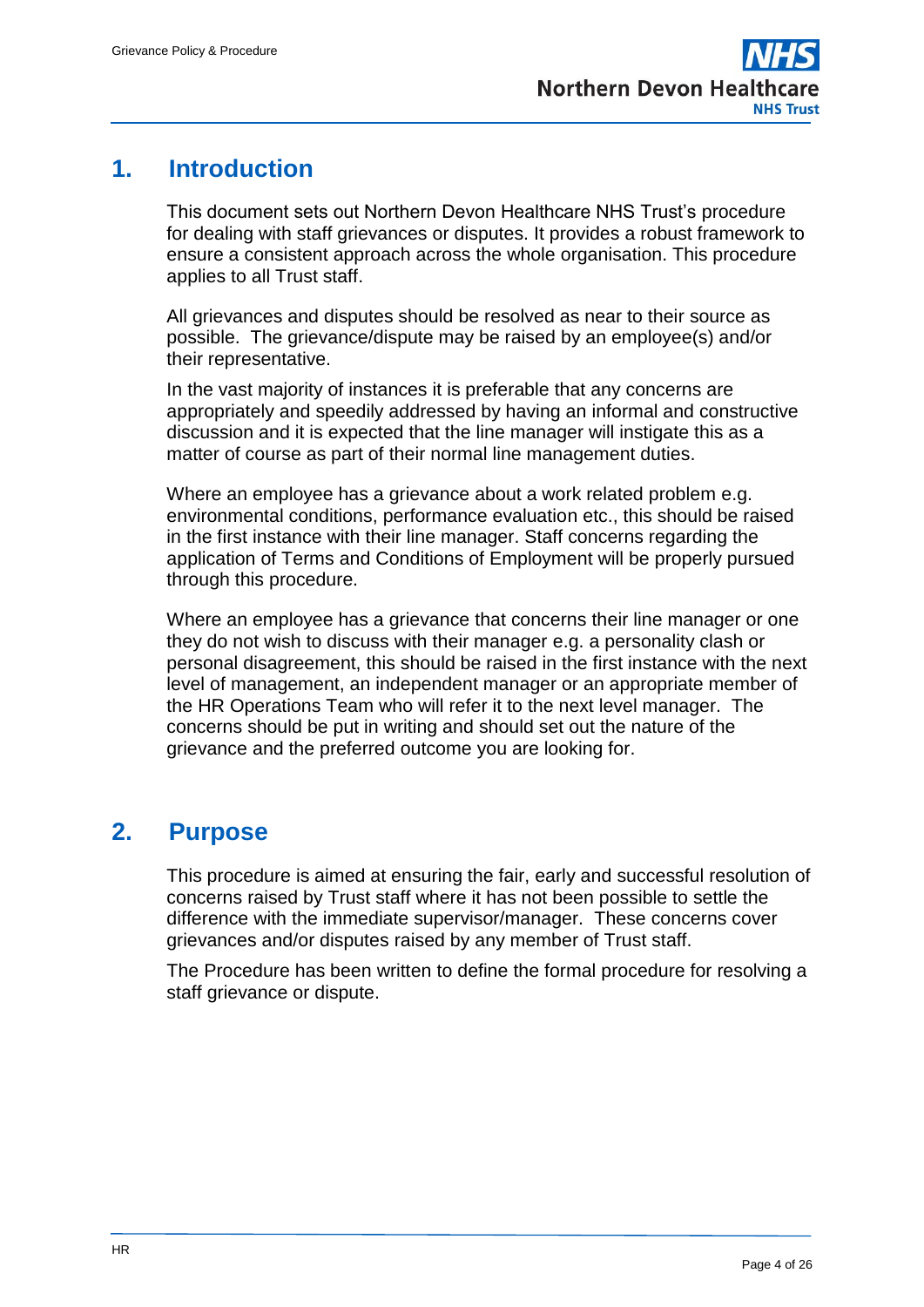## 1. Introduction

This document sets out Northern Devon Healthcare NHS Trust's procedure for dealing with staff grievances or disputes. It provides a robust framework to ensure a consistent approach across the whole organisation. This procedure applies to all Trust staff.

All grievances and disputes should be resolved as near to their source as possible. The grievance/dispute may be raised by an employee(s) and/or their representative.

In the vast majority of instances it is preferable that any concerns are appropriately and speedily addressed by having an informal and constructive discussion and it is expected that the line manager will instigate this as a matter of course as part of their normal line management duties.

Where an employee has a grievance about a work related problem e.g. environmental conditions, performance evaluation etc., this should be raised in the first instance with their line manager. Staff concerns regarding the application of Terms and Conditions of Employment will be properly pursued through this procedure.

Where an employee has a grievance that concerns their line manager or one they do not wish to discuss with their manager e.g. a personality clash or personal disagreement, this should be raised in the first instance with the next level of management, an independent manager or an appropriate member of the HR Operations Team who will refer it to the next level manager. The concerns should be put in writing and should set out the nature of the grievance and the preferred outcome you are looking for.

## 2. Purpose

This procedure is aimed at ensuring the fair, early and successful resolution of concerns raised by Trust staff where it has not been possible to settle the difference with the immediate supervisor/manager. These concerns cover grievances and/or disputes raised by any member of Trust staff.

The Procedure has been written to define the formal procedure for resolving a staff grievance or dispute.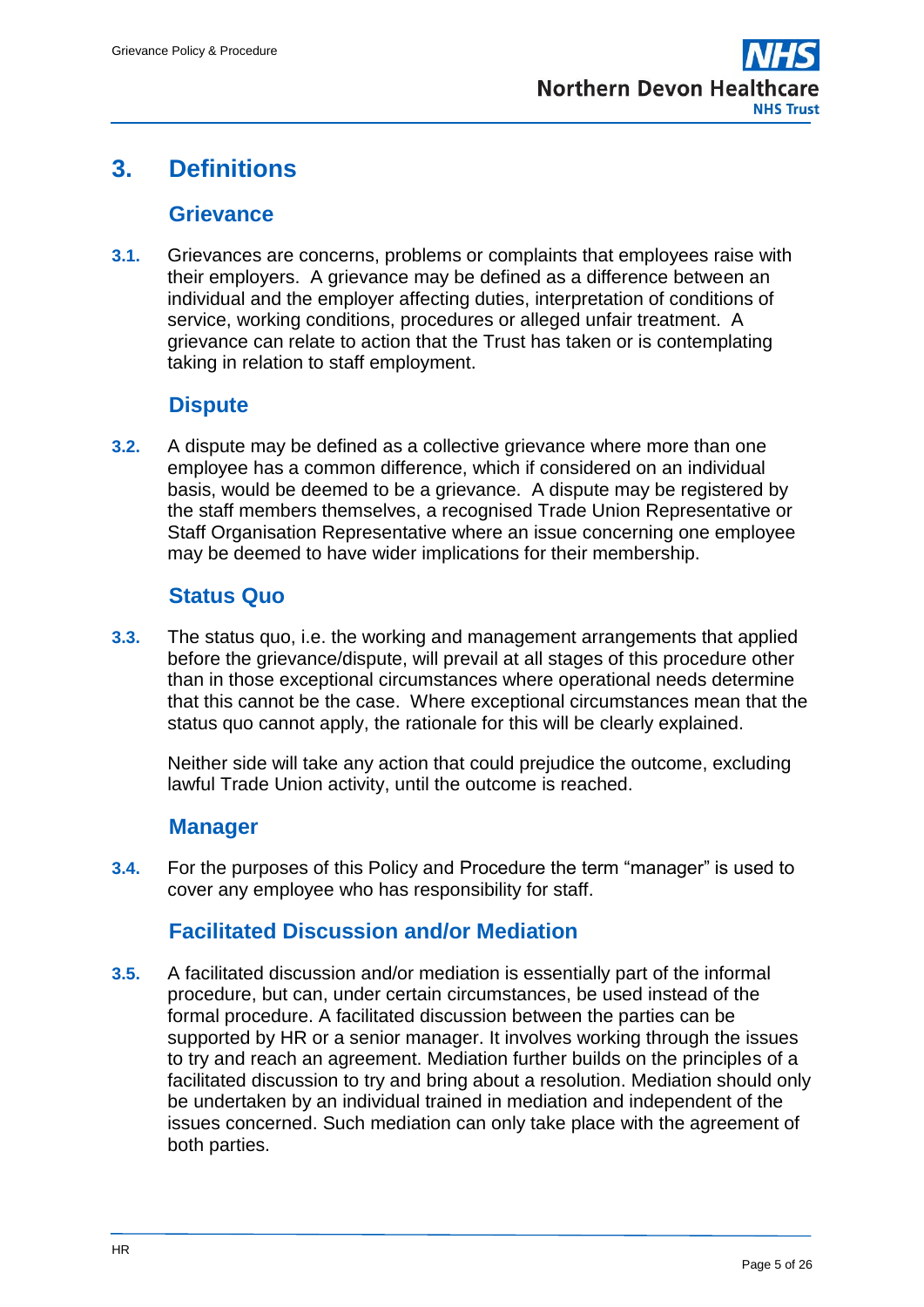# 3. Definitions

## Grievance

**3.1.** Grievances are concerns, problems or complaints that employees raise with their employers. A grievance may be defined as a difference between an individual and the employer affecting duties, interpretation of conditions of service, working conditions, procedures or alleged unfair treatment. A grievance can relate to action that the Trust has taken or is contemplating taking in relation to staff employment.

## Dispute

**3.2.** A dispute may be defined as a collective grievance where more than one employee has a common difference, which if considered on an individual basis, would be deemed to be a grievance. A dispute may be registered by the staff members themselves, a recognised Trade Union Representative or Staff Organisation Representative where an issue concerning one employee may be deemed to have wider implications for their membership.

## Status Quo

**3.3.** The status quo, i.e. the working and management arrangements that applied before the grievance/dispute, will prevail at all stages of this procedure other than in those exceptional circumstances where operational needs determine that this cannot be the case. Where exceptional circumstances mean that the status quo cannot apply, the rationale for this will be clearly explained.

Neither side will take any action that could prejudice the outcome, excluding lawful Trade Union activity, until the outcome is reached.

## Manager

**3.4.** For the purposes of this Policy and Procedure the term "manager" is used to cover any employee who has responsibility for staff.

## Facilitated Discussion and/or Mediation

**3.5.** A facilitated discussion and/or mediation is essentially part of the informal procedure, but can, under certain circumstances, be used instead of the formal procedure. A facilitated discussion between the parties can be supported by HR or a senior manager. It involves working through the issues to try and reach an agreement. Mediation further builds on the principles of a facilitated discussion to try and bring about a resolution. Mediation should only be undertaken by an individual trained in mediation and independent of the issues concerned. Such mediation can only take place with the agreement of both parties.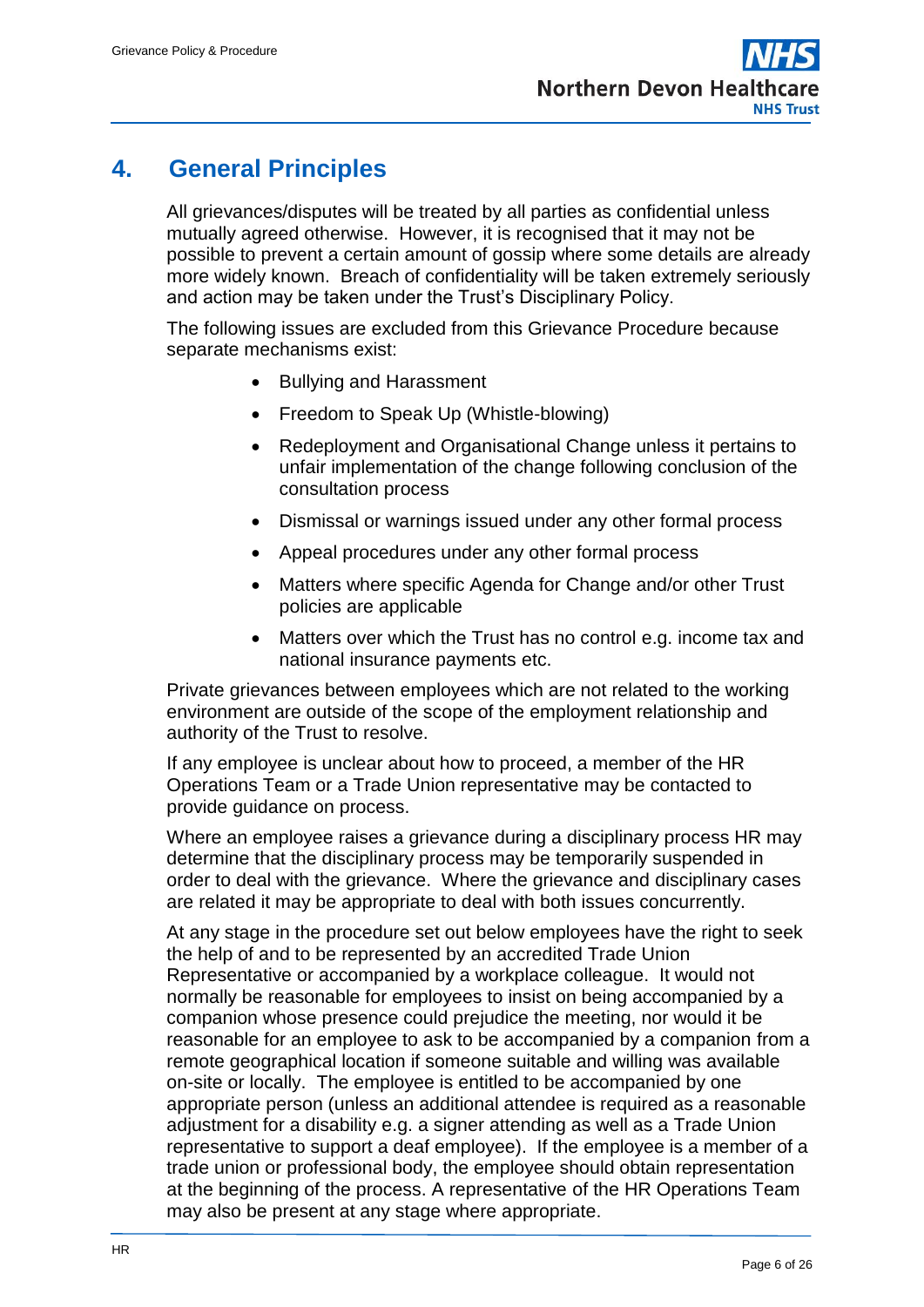# 4. General Principles

All grievances/disputes will be treated by all parties as confidential unless mutually agreed otherwise. However, it is recognised that it may not be possible to prevent a certain amount of gossip where some details are already more widely known. Breach of confidentiality will be taken extremely seriously and action may be taken under the Trust's Disciplinary Policy.

The following issues are excluded from this Grievance Procedure because separate mechanisms exist:

- Bullying and Harassment
- Freedom to Speak Up (Whistle-blowing)
- Redeployment and Organisational Change unless it pertains to unfair implementation of the change following conclusion of the consultation process
- Dismissal or warnings issued under any other formal process
- Appeal procedures under any other formal process
- Matters where specific Agenda for Change and/or other Trust policies are applicable
- Matters over which the Trust has no control e.g. income tax and national insurance payments etc.

Private grievances between employees which are not related to the working environment are outside of the scope of the employment relationship and authority of the Trust to resolve.

If any employee is unclear about how to proceed, a member of the HR Operations Team or a Trade Union representative may be contacted to provide guidance on process.

Where an employee raises a grievance during a disciplinary process HR may determine that the disciplinary process may be temporarily suspended in order to deal with the grievance. Where the grievance and disciplinary cases are related it may be appropriate to deal with both issues concurrently.

At any stage in the procedure set out below employees have the right to seek the help of and to be represented by an accredited Trade Union Representative or accompanied by a workplace colleague. It would not normally be reasonable for employees to insist on being accompanied by a companion whose presence could prejudice the meeting, nor would it be reasonable for an employee to ask to be accompanied by a companion from a remote geographical location if someone suitable and willing was available on-site or locally. The employee is entitled to be accompanied by one appropriate person (unless an additional attendee is required as a reasonable adjustment for a disability e.g. a signer attending as well as a Trade Union representative to support a deaf employee). If the employee is a member of a trade union or professional body, the employee should obtain representation at the beginning of the process. A representative of the HR Operations Team may also be present at any stage where appropriate.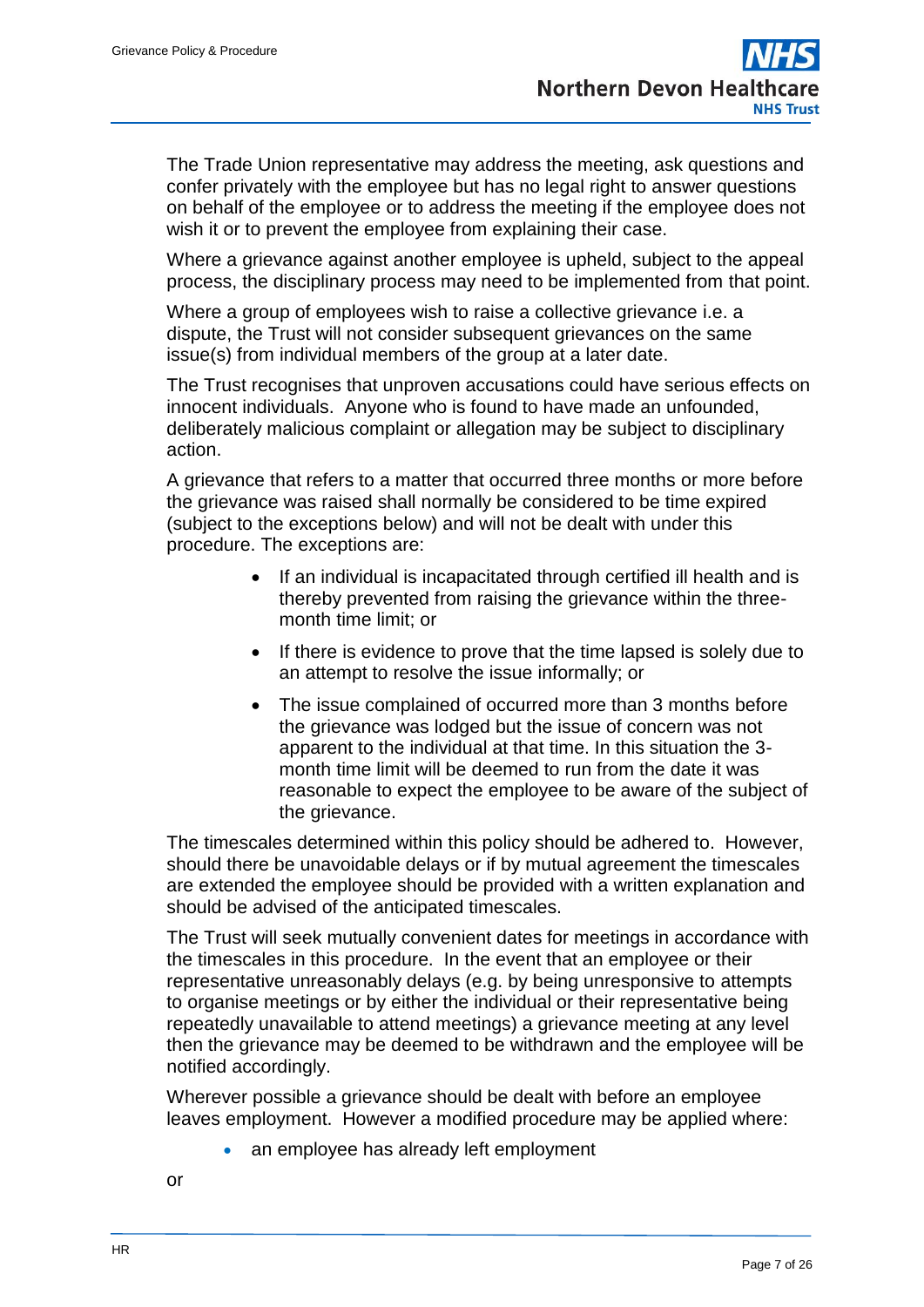The Trade Union representative may address the meeting, ask questions and confer privately with the employee but has no legal right to answer questions on behalf of the employee or to address the meeting if the employee does not wish it or to prevent the employee from explaining their case.

Where a grievance against another employee is upheld, subject to the appeal process, the disciplinary process may need to be implemented from that point.

Where a group of employees wish to raise a collective grievance i.e. a dispute, the Trust will not consider subsequent grievances on the same issue(s) from individual members of the group at a later date.

The Trust recognises that unproven accusations could have serious effects on innocent individuals. Anyone who is found to have made an unfounded, deliberately malicious complaint or allegation may be subject to disciplinary action.

A grievance that refers to a matter that occurred three months or more before the grievance was raised shall normally be considered to be time expired (subject to the exceptions below) and will not be dealt with under this procedure. The exceptions are:

- If an individual is incapacitated through certified ill health and is thereby prevented from raising the grievance within the three-month time limit; or
- If there is evidence to prove that the time lapsed is solely due to an attempt to resolve the issue informally; or
- The issue complained of occurred more than 3 months before the grievance was lodged but the issue of concern was not apparent to the individual at that time. In this situation the 3-month time limit will be deemed to run from the date it was reasonable to expect the employee to be aware of the subject of the grievance.

The timescales determined within this policy should be adhered to. However, should there be unavoidable delays or if by mutual agreement the timescales are extended the employee should be provided with a written explanation and should be advised of the anticipated timescales.

The Trust will seek mutually convenient dates for meetings in accordance with the timescales in this procedure. In the event that an employee or their representative unreasonably delays (e.g. by being unresponsive to attempts to organise meetings or by either the individual or their representative being repeatedly unavailable to attend meetings) a grievance meeting at any level then the grievance may be deemed to be withdrawn and the employee will be notified accordingly.

Wherever possible a grievance should be dealt with before an employee leaves employment. However a modified procedure may be applied where:

- an employee has already left employment

or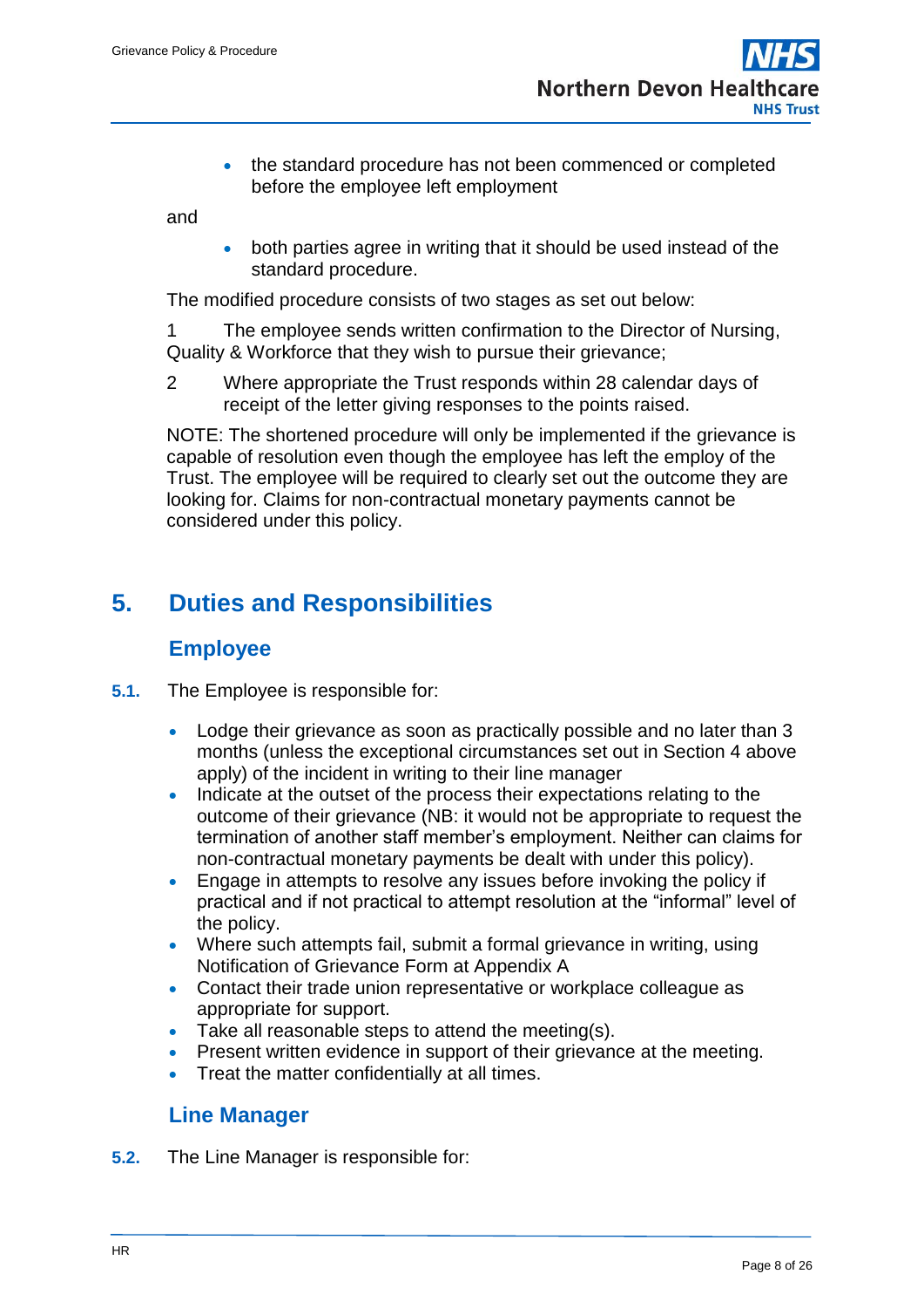- the standard procedure has not been commenced or completed before the employee left employment

and

- both parties agree in writing that it should be used instead of the standard procedure.

The modified procedure consists of two stages as set out below:

1 The employee sends written confirmation to the Director of Nursing, Quality & Workforce that they wish to pursue their grievance;

2 Where appropriate the Trust responds within 28 calendar days of receipt of the letter giving responses to the points raised.

NOTE: The shortened procedure will only be implemented if the grievance is capable of resolution even though the employee has left the employ of the Trust. The employee will be required to clearly set out the outcome they are looking for. Claims for non-contractual monetary payments cannot be considered under this policy.

# 5. Duties and Responsibilities

## Employee

**5.1.** The Employee is responsible for:

- Lodge their grievance as soon as practically possible and no later than 3 months (unless the exceptional circumstances set out in Section 4 above apply) of the incident in writing to their line manager
- Indicate at the outset of the process their expectations relating to the outcome of their grievance (NB: it would not be appropriate to request the termination of another staff member's employment. Neither can claims for non-contractual monetary payments be dealt with under this policy).
- Engage in attempts to resolve any issues before invoking the policy if practical and if not practical to attempt resolution at the "informal" level of the policy.
- Where such attempts fail, submit a formal grievance in writing, using Notification of Grievance Form at Appendix A
- Contact their trade union representative or workplace colleague as appropriate for support.
- Take all reasonable steps to attend the meeting(s).
- Present written evidence in support of their grievance at the meeting.
- Treat the matter confidentially at all times.

## Line Manager

**5.2.** The Line Manager is responsible for: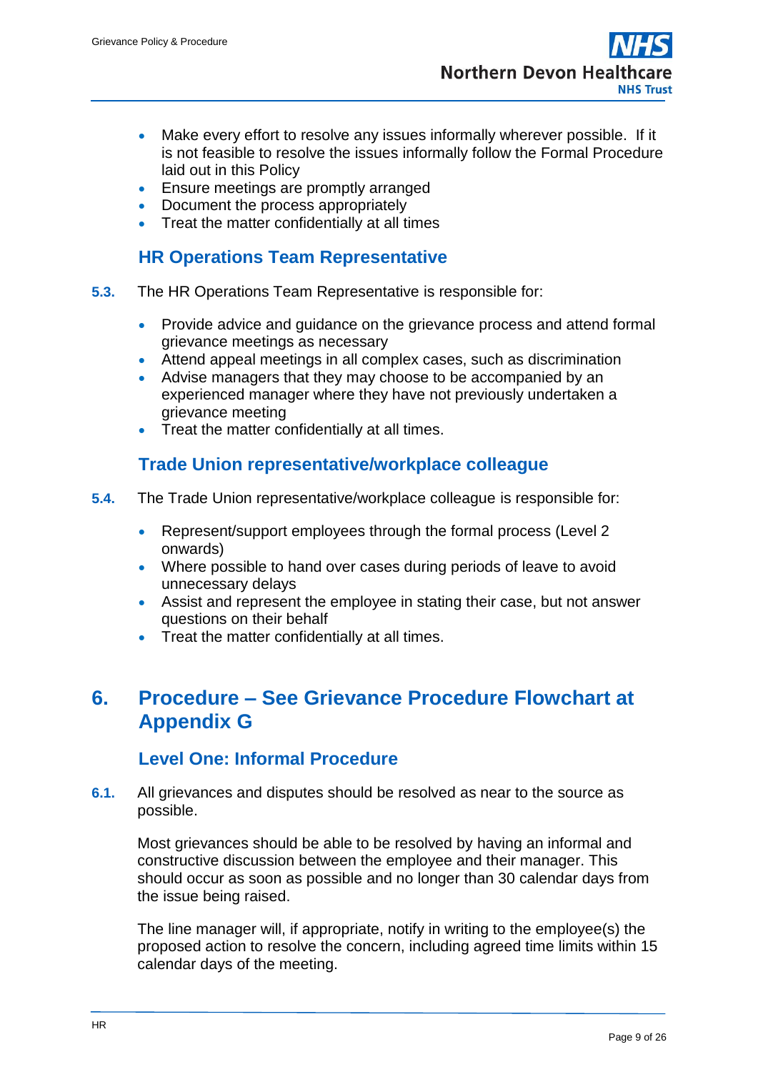- Make every effort to resolve any issues informally wherever possible. If it is not feasible to resolve the issues informally follow the Formal Procedure laid out in this Policy
- Ensure meetings are promptly arranged
- Document the process appropriately
- Treat the matter confidentially at all times

### HR Operations Team Representative

**5.3.** The HR Operations Team Representative is responsible for:

- Provide advice and guidance on the grievance process and attend formal grievance meetings as necessary
- Attend appeal meetings in all complex cases, such as discrimination
- Advise managers that they may choose to be accompanied by an experienced manager where they have not previously undertaken a grievance meeting
- Treat the matter confidentially at all times.

### Trade Union representative/workplace colleague

**5.4.** The Trade Union representative/workplace colleague is responsible for:

- Represent/support employees through the formal process (Level 2 onwards)
- Where possible to hand over cases during periods of leave to avoid unnecessary delays
- Assist and represent the employee in stating their case, but not answer questions on their behalf
- Treat the matter confidentially at all times.

## 6. Procedure – See Grievance Procedure Flowchart at Appendix G

### Level One: Informal Procedure

**6.1.** All grievances and disputes should be resolved as near to the source as possible.

Most grievances should be able to be resolved by having an informal and constructive discussion between the employee and their manager. This should occur as soon as possible and no longer than 30 calendar days from the issue being raised.

The line manager will, if appropriate, notify in writing to the employee(s) the proposed action to resolve the concern, including agreed time limits within 15 calendar days of the meeting.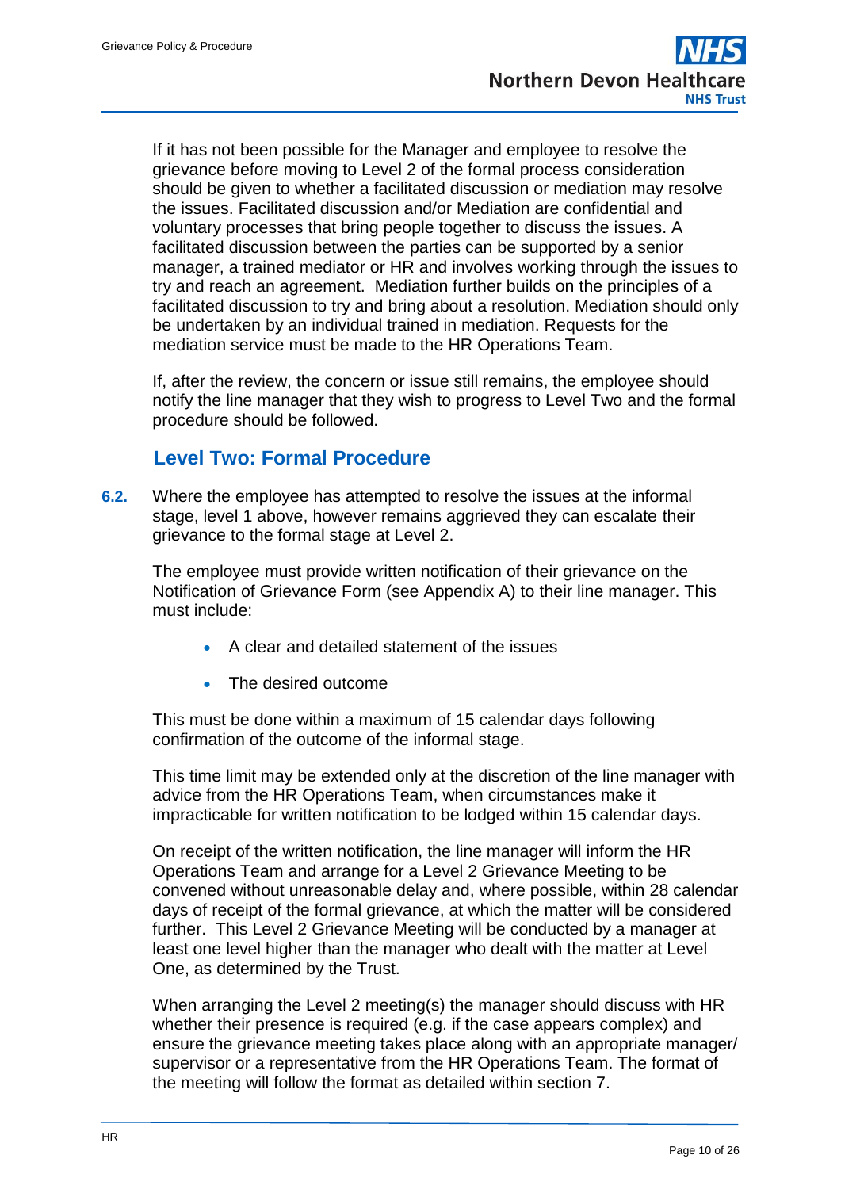If it has not been possible for the Manager and employee to resolve the grievance before moving to Level 2 of the formal process consideration should be given to whether a facilitated discussion or mediation may resolve the issues. Facilitated discussion and/or Mediation are confidential and voluntary processes that bring people together to discuss the issues. A facilitated discussion between the parties can be supported by a senior manager, a trained mediator or HR and involves working through the issues to try and reach an agreement. Mediation further builds on the principles of a facilitated discussion to try and bring about a resolution. Mediation should only be undertaken by an individual trained in mediation. Requests for the mediation service must be made to the HR Operations Team.

If, after the review, the concern or issue still remains, the employee should notify the line manager that they wish to progress to Level Two and the formal procedure should be followed.

### Level Two: Formal Procedure

**6.2.** Where the employee has attempted to resolve the issues at the informal stage, level 1 above, however remains aggrieved they can escalate their grievance to the formal stage at Level 2.

The employee must provide written notification of their grievance on the Notification of Grievance Form (see Appendix A) to their line manager. This must include:

- A clear and detailed statement of the issues
- The desired outcome

This must be done within a maximum of 15 calendar days following confirmation of the outcome of the informal stage.

This time limit may be extended only at the discretion of the line manager with advice from the HR Operations Team, when circumstances make it impracticable for written notification to be lodged within 15 calendar days.

On receipt of the written notification, the line manager will inform the HR Operations Team and arrange for a Level 2 Grievance Meeting to be convened without unreasonable delay and, where possible, within 28 calendar days of receipt of the formal grievance, at which the matter will be considered further. This Level 2 Grievance Meeting will be conducted by a manager at least one level higher than the manager who dealt with the matter at Level One, as determined by the Trust.

When arranging the Level 2 meeting(s) the manager should discuss with HR whether their presence is required (e.g. if the case appears complex) and ensure the grievance meeting takes place along with an appropriate manager/ supervisor or a representative from the HR Operations Team. The format of the meeting will follow the format as detailed within section 7.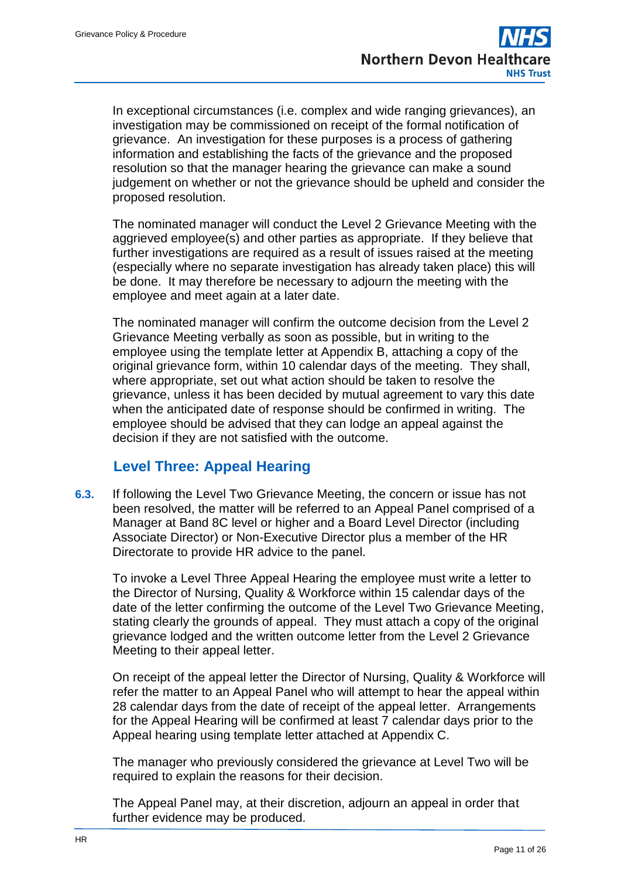In exceptional circumstances (i.e. complex and wide ranging grievances), an investigation may be commissioned on receipt of the formal notification of grievance. An investigation for these purposes is a process of gathering information and establishing the facts of the grievance and the proposed resolution so that the manager hearing the grievance can make a sound judgement on whether or not the grievance should be upheld and consider the proposed resolution.

The nominated manager will conduct the Level 2 Grievance Meeting with the aggrieved employee(s) and other parties as appropriate. If they believe that further investigations are required as a result of issues raised at the meeting (especially where no separate investigation has already taken place) this will be done. It may therefore be necessary to adjourn the meeting with the employee and meet again at a later date.

The nominated manager will confirm the outcome decision from the Level 2 Grievance Meeting verbally as soon as possible, but in writing to the employee using the template letter at Appendix B, attaching a copy of the original grievance form, within 10 calendar days of the meeting. They shall, where appropriate, set out what action should be taken to resolve the grievance, unless it has been decided by mutual agreement to vary this date when the anticipated date of response should be confirmed in writing. The employee should be advised that they can lodge an appeal against the decision if they are not satisfied with the outcome.

### Level Three: Appeal Hearing

**6.3.** If following the Level Two Grievance Meeting, the concern or issue has not been resolved, the matter will be referred to an Appeal Panel comprised of a Manager at Band 8C level or higher and a Board Level Director (including Associate Director) or Non-Executive Director plus a member of the HR Directorate to provide HR advice to the panel.

To invoke a Level Three Appeal Hearing the employee must write a letter to the Director of Nursing, Quality & Workforce within 15 calendar days of the date of the letter confirming the outcome of the Level Two Grievance Meeting, stating clearly the grounds of appeal. They must attach a copy of the original grievance lodged and the written outcome letter from the Level 2 Grievance Meeting to their appeal letter.

On receipt of the appeal letter the Director of Nursing, Quality & Workforce will refer the matter to an Appeal Panel who will attempt to hear the appeal within 28 calendar days from the date of receipt of the appeal letter. Arrangements for the Appeal Hearing will be confirmed at least 7 calendar days prior to the Appeal hearing using template letter attached at Appendix C.

The manager who previously considered the grievance at Level Two will be required to explain the reasons for their decision.

The Appeal Panel may, at their discretion, adjourn an appeal in order that further evidence may be produced.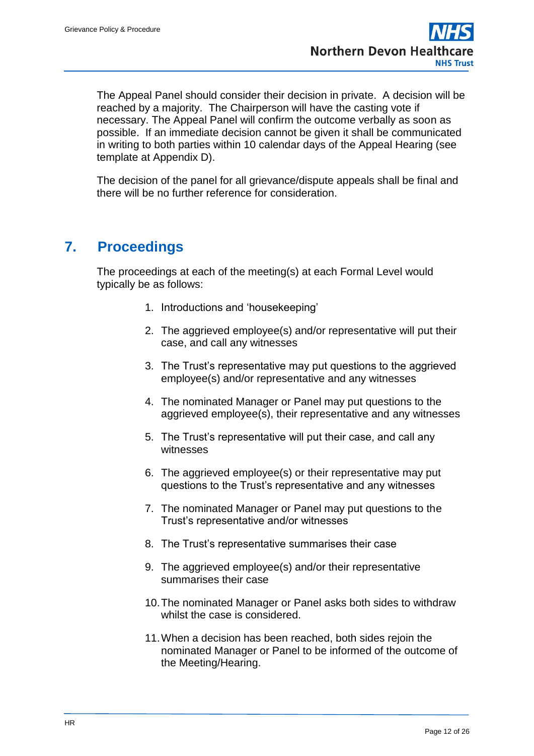The Appeal Panel should consider their decision in private. A decision will be reached by a majority. The Chairperson will have the casting vote if necessary. The Appeal Panel will confirm the outcome verbally as soon as possible. If an immediate decision cannot be given it shall be communicated in writing to both parties within 10 calendar days of the Appeal Hearing (see template at Appendix D).

The decision of the panel for all grievance/dispute appeals shall be final and there will be no further reference for consideration.

## 7. Proceedings

The proceedings at each of the meeting(s) at each Formal Level would typically be as follows:

1. Introductions and 'housekeeping'
2. The aggrieved employee(s) and/or representative will put their case, and call any witnesses
3. The Trust's representative may put questions to the aggrieved employee(s) and/or representative and any witnesses
4. The nominated Manager or Panel may put questions to the aggrieved employee(s), their representative and any witnesses
5. The Trust's representative will put their case, and call any witnesses
6. The aggrieved employee(s) or their representative may put questions to the Trust's representative and any witnesses
7. The nominated Manager or Panel may put questions to the Trust's representative and/or witnesses
8. The Trust's representative summarises their case
9. The aggrieved employee(s) and/or their representative summarises their case
10. The nominated Manager or Panel asks both sides to withdraw whilst the case is considered.
11. When a decision has been reached, both sides rejoin the nominated Manager or Panel to be informed of the outcome of the Meeting/Hearing.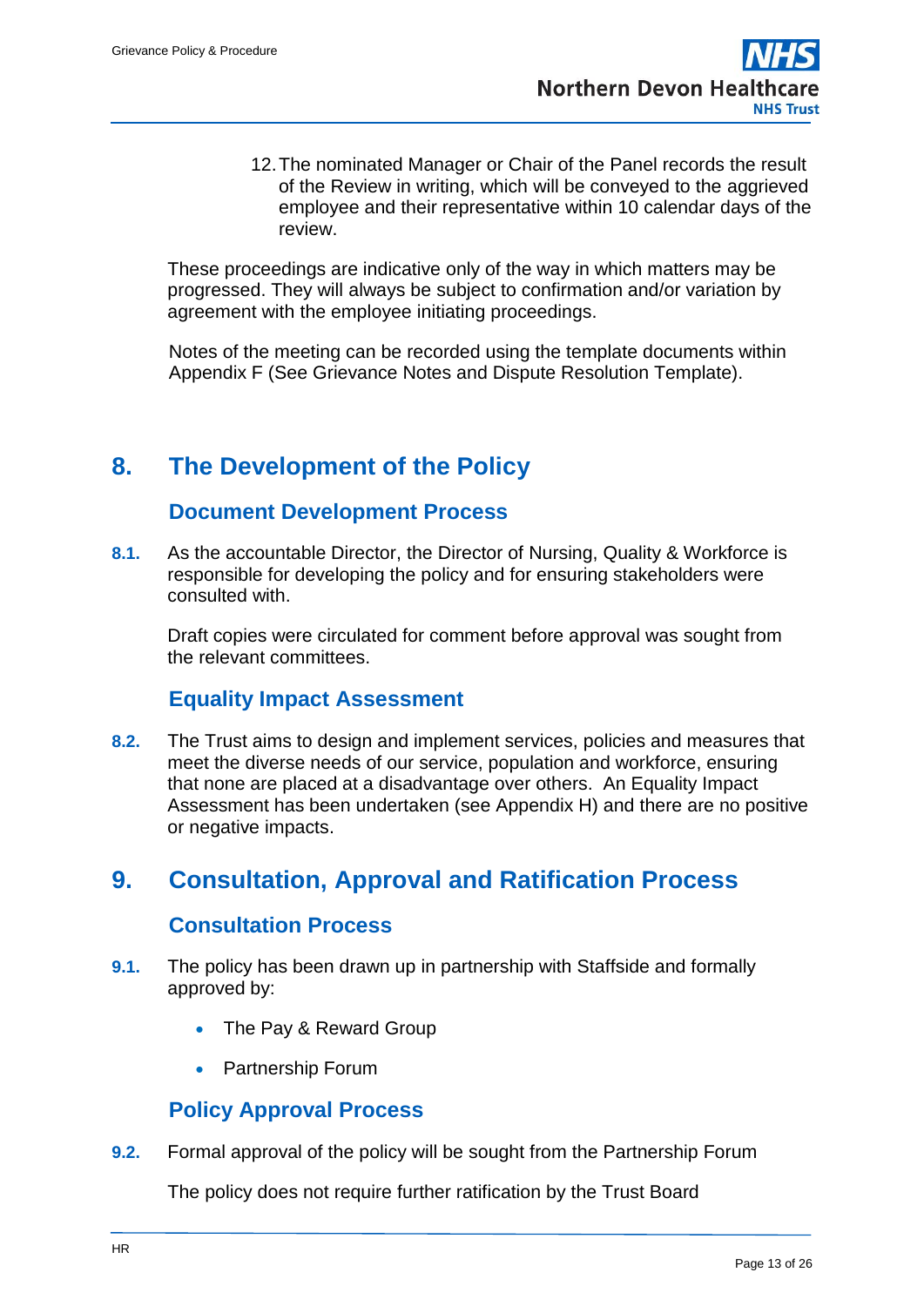12. The nominated Manager or Chair of the Panel records the result of the Review in writing, which will be conveyed to the aggrieved employee and their representative within 10 calendar days of the review.

These proceedings are indicative only of the way in which matters may be progressed. They will always be subject to confirmation and/or variation by agreement with the employee initiating proceedings.

Notes of the meeting can be recorded using the template documents within Appendix F (See Grievance Notes and Dispute Resolution Template).

# 8. The Development of the Policy

## Document Development Process

**8.1.** As the accountable Director, the Director of Nursing, Quality & Workforce is responsible for developing the policy and for ensuring stakeholders were consulted with.

Draft copies were circulated for comment before approval was sought from the relevant committees.

## Equality Impact Assessment

**8.2.** The Trust aims to design and implement services, policies and measures that meet the diverse needs of our service, population and workforce, ensuring that none are placed at a disadvantage over others. An Equality Impact Assessment has been undertaken (see Appendix H) and there are no positive or negative impacts.

# 9. Consultation, Approval and Ratification Process

## Consultation Process

**9.1.** The policy has been drawn up in partnership with Staffside and formally approved by:

- The Pay & Reward Group
- Partnership Forum

## Policy Approval Process

**9.2.** Formal approval of the policy will be sought from the Partnership Forum

The policy does not require further ratification by the Trust Board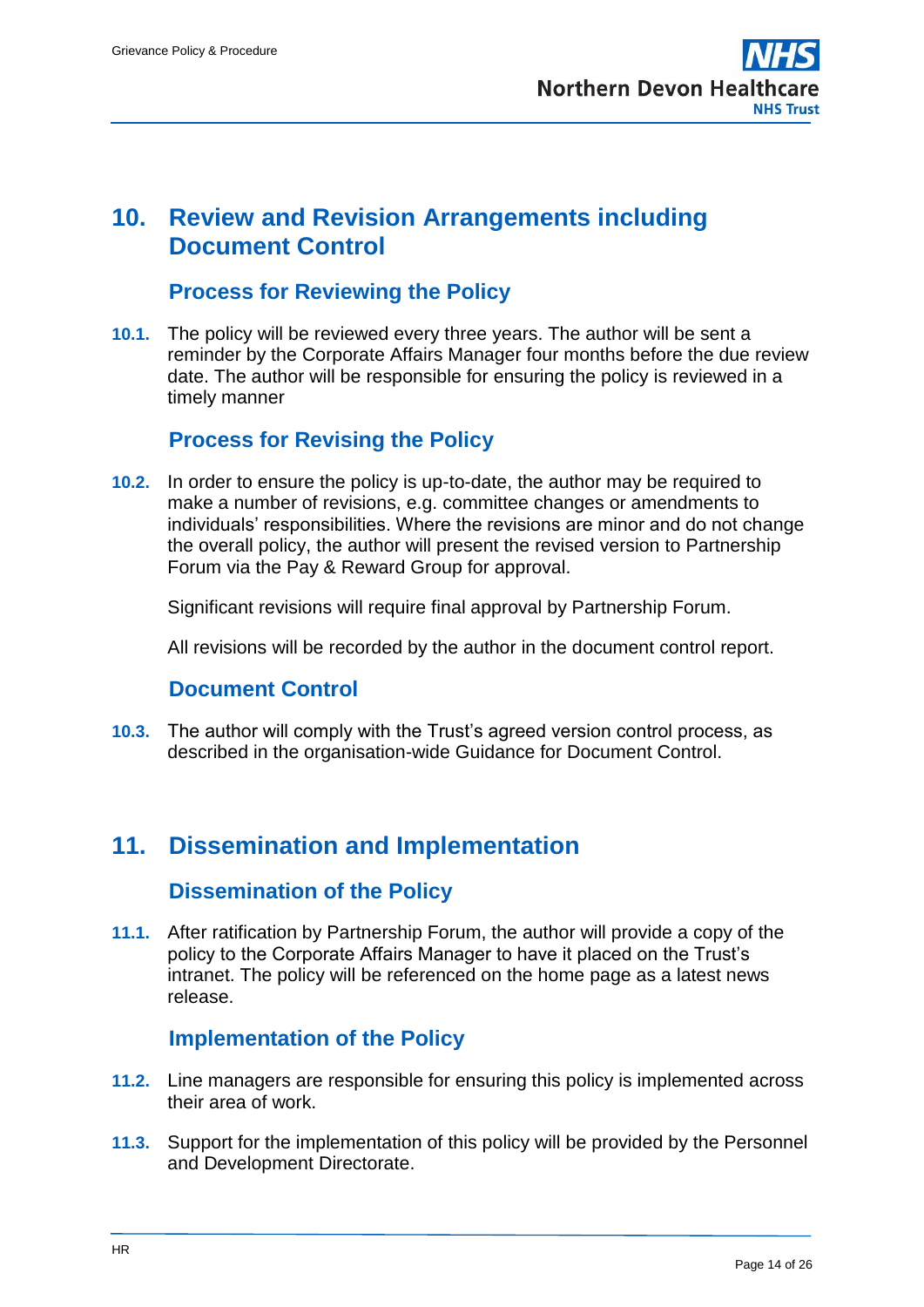# 10. Review and Revision Arrangements including Document Control

## Process for Reviewing the Policy

**10.1.** The policy will be reviewed every three years. The author will be sent a reminder by the Corporate Affairs Manager four months before the due review date. The author will be responsible for ensuring the policy is reviewed in a timely manner

## Process for Revising the Policy

**10.2.** In order to ensure the policy is up-to-date, the author may be required to make a number of revisions, e.g. committee changes or amendments to individuals' responsibilities. Where the revisions are minor and do not change the overall policy, the author will present the revised version to Partnership Forum via the Pay & Reward Group for approval.

Significant revisions will require final approval by Partnership Forum.

All revisions will be recorded by the author in the document control report.

## Document Control

**10.3.** The author will comply with the Trust's agreed version control process, as described in the organisation-wide Guidance for Document Control.

# 11. Dissemination and Implementation

## Dissemination of the Policy

**11.1.** After ratification by Partnership Forum, the author will provide a copy of the policy to the Corporate Affairs Manager to have it placed on the Trust's intranet. The policy will be referenced on the home page as a latest news release.

## Implementation of the Policy

**11.2.** Line managers are responsible for ensuring this policy is implemented across their area of work.

**11.3.** Support for the implementation of this policy will be provided by the Personnel and Development Directorate.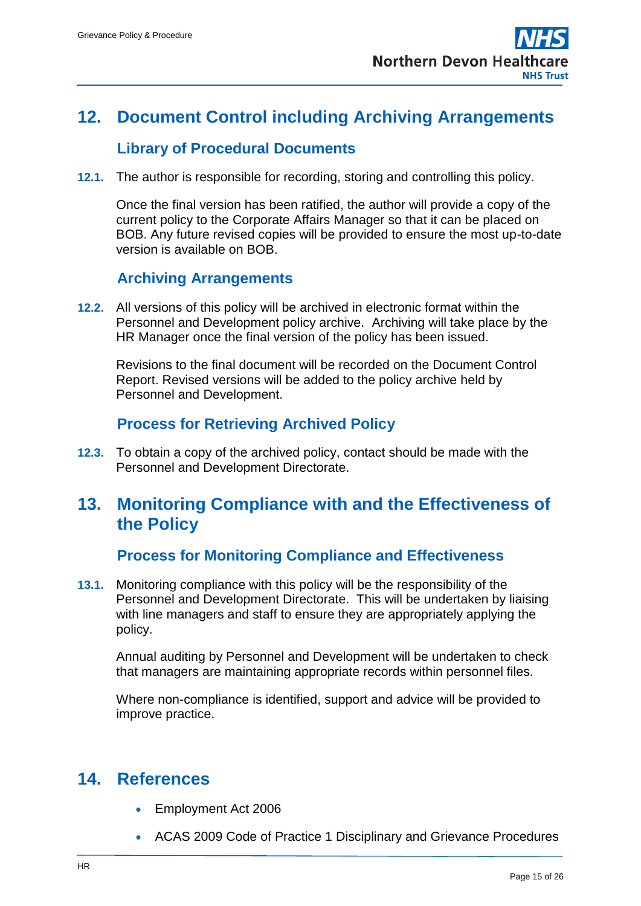## 12. Document Control including Archiving Arrangements

### Library of Procedural Documents

**12.1.** The author is responsible for recording, storing and controlling this policy.

Once the final version has been ratified, the author will provide a copy of the current policy to the Corporate Affairs Manager so that it can be placed on BOB. Any future revised copies will be provided to ensure the most up-to-date version is available on BOB.

### Archiving Arrangements

**12.2.** All versions of this policy will be archived in electronic format within the Personnel and Development policy archive. Archiving will take place by the HR Manager once the final version of the policy has been issued.

Revisions to the final document will be recorded on the Document Control Report. Revised versions will be added to the policy archive held by Personnel and Development.

### Process for Retrieving Archived Policy

**12.3.** To obtain a copy of the archived policy, contact should be made with the Personnel and Development Directorate.

## 13. Monitoring Compliance with and the Effectiveness of the Policy

### Process for Monitoring Compliance and Effectiveness

**13.1.** Monitoring compliance with this policy will be the responsibility of the Personnel and Development Directorate. This will be undertaken by liaising with line managers and staff to ensure they are appropriately applying the policy.

Annual auditing by Personnel and Development will be undertaken to check that managers are maintaining appropriate records within personnel files.

Where non-compliance is identified, support and advice will be provided to improve practice.

## 14. References

- Employment Act 2006
- ACAS 2009 Code of Practice 1 Disciplinary and Grievance Procedures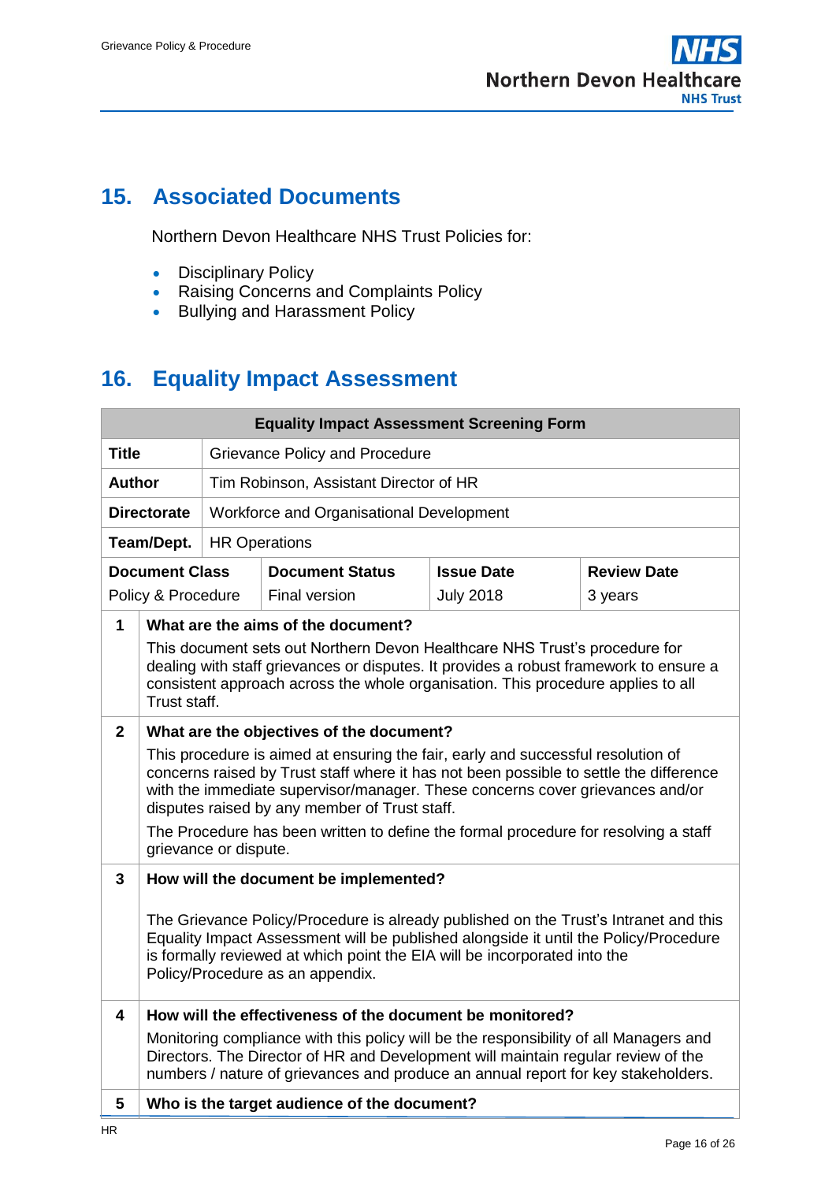## 15. Associated Documents

Northern Devon Healthcare NHS Trust Policies for:

- Disciplinary Policy
- Raising Concerns and Complaints Policy
- Bullying and Harassment Policy

## 16. Equality Impact Assessment

| Equality Impact Assessment Screening Form | | | |
|---|---|---|---|
| **Title** | Grievance Policy and Procedure | | |
| **Author** | Tim Robinson, Assistant Director of HR | | |
| **Directorate** | Workforce and Organisational Development | | |
| **Team/Dept.** | HR Operations | | |
| **Document Class**<br>Policy & Procedure | **Document Status**<br>Final version | **Issue Date**<br>July 2018 | **Review Date**<br>3 years |

| | |
|---|---|
| **1** | **What are the aims of the document?**<br>This document sets out Northern Devon Healthcare NHS Trust's procedure for dealing with staff grievances or disputes. It provides a robust framework to ensure a consistent approach across the whole organisation. This procedure applies to all Trust staff. |
| **2** | **What are the objectives of the document?**<br>This procedure is aimed at ensuring the fair, early and successful resolution of concerns raised by Trust staff where it has not been possible to settle the difference with the immediate supervisor/manager. These concerns cover grievances and/or disputes raised by any member of Trust staff.<br>The Procedure has been written to define the formal procedure for resolving a staff grievance or dispute. |
| **3** | **How will the document be implemented?**<br>The Grievance Policy/Procedure is already published on the Trust's Intranet and this Equality Impact Assessment will be published alongside it until the Policy/Procedure is formally reviewed at which point the EIA will be incorporated into the Policy/Procedure as an appendix. |
| **4** | **How will the effectiveness of the document be monitored?**<br>Monitoring compliance with this policy will be the responsibility of all Managers and Directors. The Director of HR and Development will maintain regular review of the numbers / nature of grievances and produce an annual report for key stakeholders. |
| **5** | **Who is the target audience of the document?** |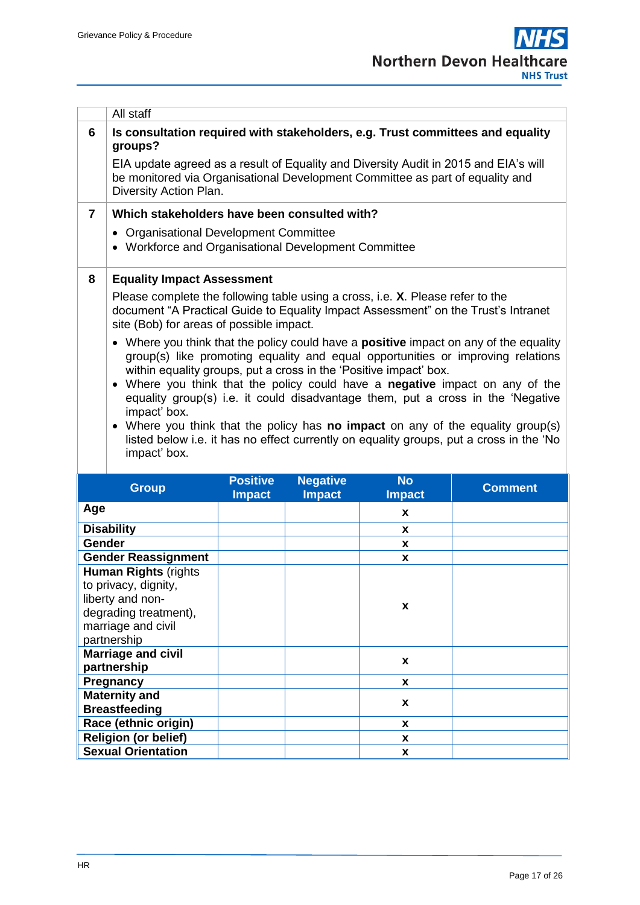| | All staff |
|---|---|
| **6** | **Is consultation required with stakeholders, e.g. Trust committees and equality groups?**<br><br>EIA update agreed as a result of Equality and Diversity Audit in 2015 and EIA's will be monitored via Organisational Development Committee as part of equality and Diversity Action Plan. |
| **7** | **Which stakeholders have been consulted with?**<br><br>• Organisational Development Committee<br>• Workforce and Organisational Development Committee |
| **8** | **Equality Impact Assessment**<br><br>Please complete the following table using a cross, i.e. **X**. Please refer to the document "A Practical Guide to Equality Impact Assessment" on the Trust's Intranet site (Bob) for areas of possible impact.<br><br>• Where you think that the policy could have a **positive** impact on any of the equality group(s) like promoting equality and equal opportunities or improving relations within equality groups, put a cross in the 'Positive impact' box.<br>• Where you think that the policy could have a **negative** impact on any of the equality group(s) i.e. it could disadvantage them, put a cross in the 'Negative impact' box.<br>• Where you think that the policy has **no impact** on any of the equality group(s) listed below i.e. it has no effect currently on equality groups, put a cross in the 'No impact' box. |

| Group | Positive Impact | Negative Impact | No Impact | Comment |
|---|---|---|---|---|
| **Age** | | | x | |
| **Disability** | | | x | |
| **Gender** | | | x | |
| **Gender Reassignment** | | | x | |
| **Human Rights** (rights to privacy, dignity, liberty and non-degrading treatment), marriage and civil partnership | | | x | |
| **Marriage and civil partnership** | | | x | |
| **Pregnancy** | | | x | |
| **Maternity and Breastfeeding** | | | x | |
| **Race (ethnic origin)** | | | x | |
| **Religion (or belief)** | | | x | |
| **Sexual Orientation** | | | x | |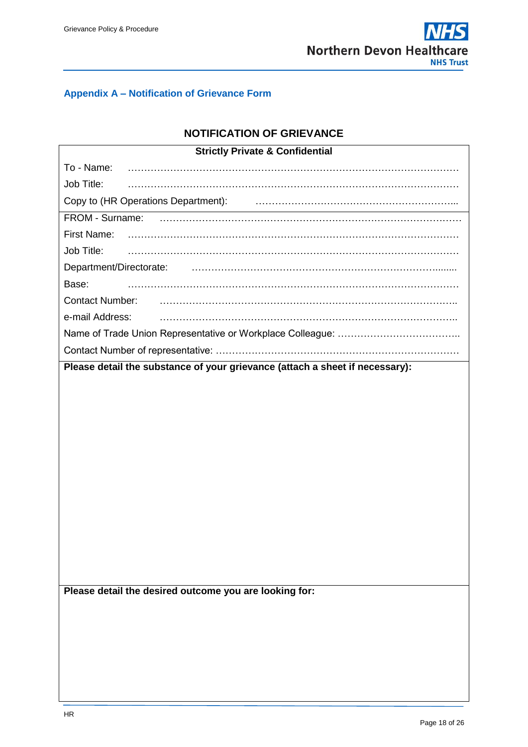## Appendix A – Notification of Grievance Form

### NOTIFICATION OF GRIEVANCE

**Strictly Private & Confidential**

To - Name: ………………………………………………………………………………………

Job Title: ………………………………………………………………………………………

Copy to (HR Operations Department): ……………………………………………………...

FROM - Surname: ………………………………………………………………………………

First Name: ……………………………………………………………………………………

Job Title: ………………………………………………………………………………………

Department/Directorate: ……………………………………………………………….........

Base: ……………………………………………………………………………………………

Contact Number: ………………………………………………………………………………..

e-mail Address: ………………………………………………………………………………..

Name of Trade Union Representative or Workplace Colleague: ………………………………..

Contact Number of representative: ………………………………………………………………

**Please detail the substance of your grievance (attach a sheet if necessary):**

**Please detail the desired outcome you are looking for:**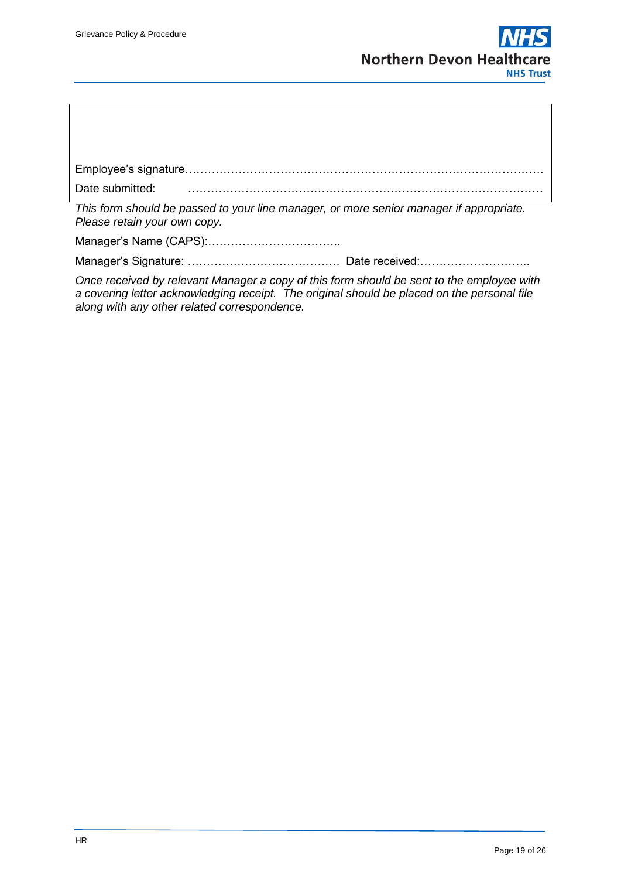Employee's signature…………………………………………………………………………………

Date submitted: ………………………………………………………………………………

*This form should be passed to your line manager, or more senior manager if appropriate. Please retain your own copy.*

Manager's Name (CAPS):……………………………..

Manager's Signature: ………………………………… Date received:………………………..

*Once received by relevant Manager a copy of this form should be sent to the employee with a covering letter acknowledging receipt. The original should be placed on the personal file along with any other related correspondence.*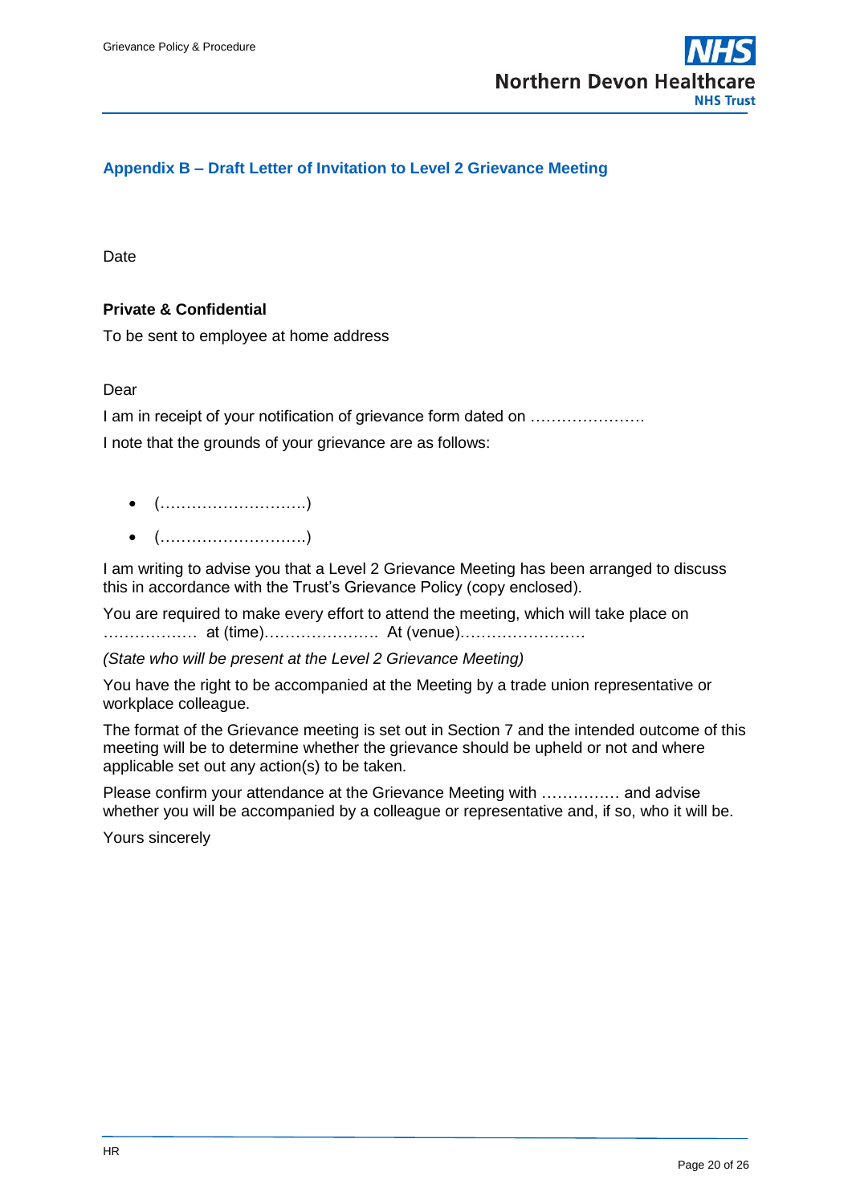## Appendix B – Draft Letter of Invitation to Level 2 Grievance Meeting

Date

**Private & Confidential**

To be sent to employee at home address

Dear

I am in receipt of your notification of grievance form dated on ………………….

I note that the grounds of your grievance are as follows:

- (……………………….)
- (……………………….)

I am writing to advise you that a Level 2 Grievance Meeting has been arranged to discuss this in accordance with the Trust's Grievance Policy (copy enclosed).

You are required to make every effort to attend the meeting, which will take place on ……………… at (time)…………………. At (venue)……………………

*(State who will be present at the Level 2 Grievance Meeting)*

You have the right to be accompanied at the Meeting by a trade union representative or workplace colleague.

The format of the Grievance meeting is set out in Section 7 and the intended outcome of this meeting will be to determine whether the grievance should be upheld or not and where applicable set out any action(s) to be taken.

Please confirm your attendance at the Grievance Meeting with …………… and advise whether you will be accompanied by a colleague or representative and, if so, who it will be.

Yours sincerely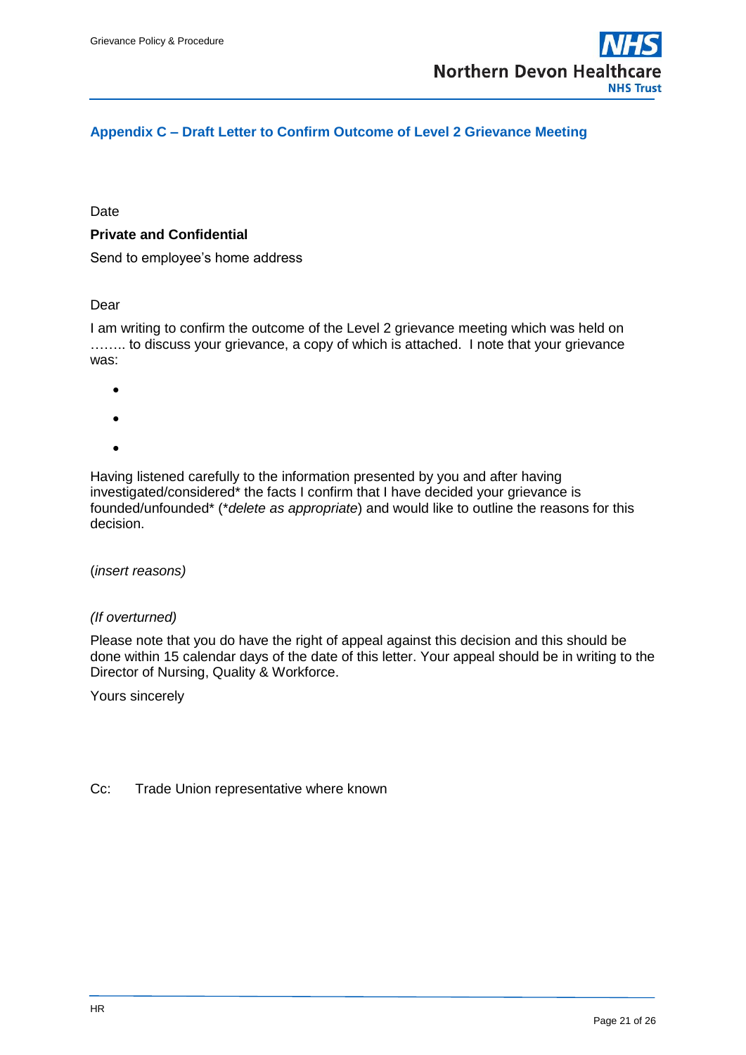## Appendix C – Draft Letter to Confirm Outcome of Level 2 Grievance Meeting

Date

**Private and Confidential**

Send to employee's home address

Dear

I am writing to confirm the outcome of the Level 2 grievance meeting which was held on …….. to discuss your grievance, a copy of which is attached. I note that your grievance was:

- 
- 
- 

Having listened carefully to the information presented by you and after having investigated/considered* the facts I confirm that I have decided your grievance is founded/unfounded* (*\*delete as appropriate*) and would like to outline the reasons for this decision.

(*insert reasons)*

*(If overturned)*

Please note that you do have the right of appeal against this decision and this should be done within 15 calendar days of the date of this letter. Your appeal should be in writing to the Director of Nursing, Quality & Workforce.

Yours sincerely

Cc: Trade Union representative where known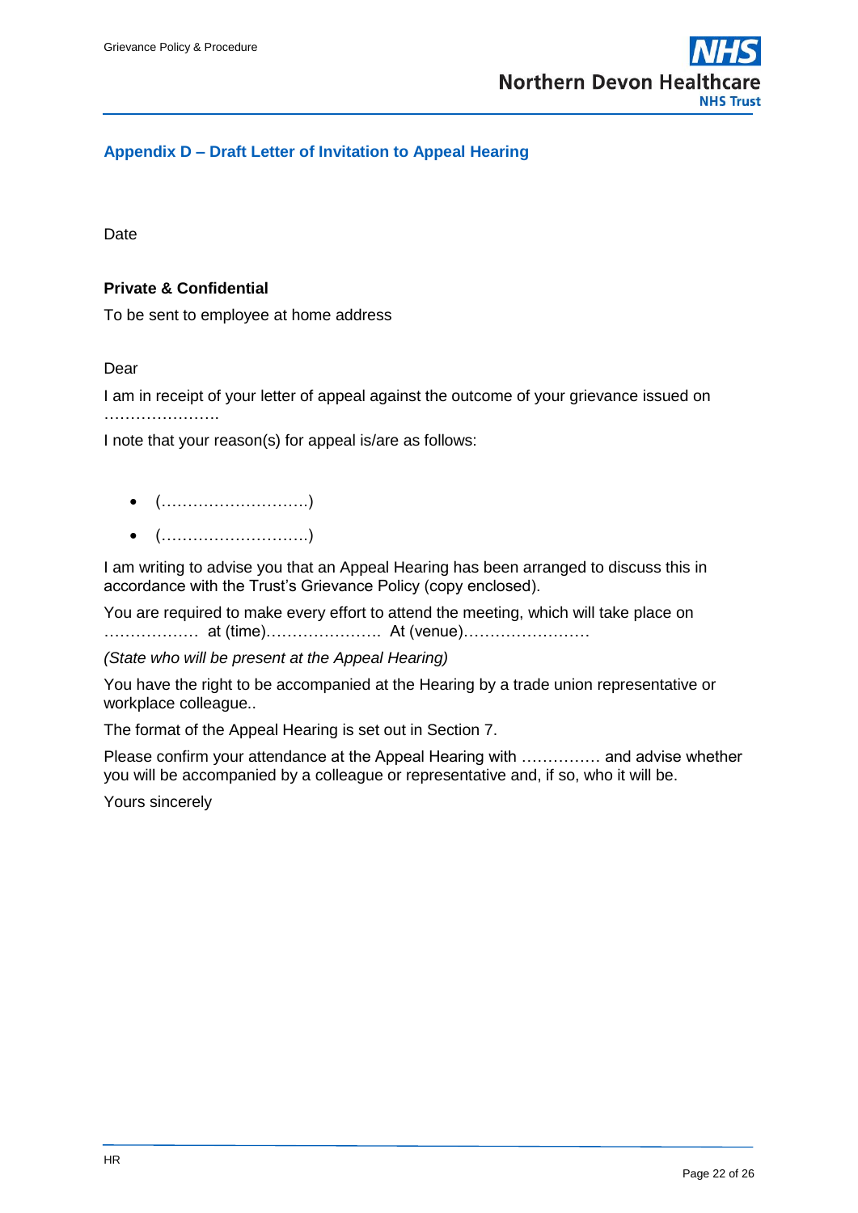## Appendix D – Draft Letter of Invitation to Appeal Hearing

Date

**Private & Confidential**

To be sent to employee at home address

Dear

I am in receipt of your letter of appeal against the outcome of your grievance issued on ………………….

I note that your reason(s) for appeal is/are as follows:

- (……………………….)
- (……………………….)

I am writing to advise you that an Appeal Hearing has been arranged to discuss this in accordance with the Trust's Grievance Policy (copy enclosed).

You are required to make every effort to attend the meeting, which will take place on ……………… at (time)…………………. At (venue)……………………

*(State who will be present at the Appeal Hearing)*

You have the right to be accompanied at the Hearing by a trade union representative or workplace colleague..

The format of the Appeal Hearing is set out in Section 7.

Please confirm your attendance at the Appeal Hearing with …………… and advise whether you will be accompanied by a colleague or representative and, if so, who it will be.

Yours sincerely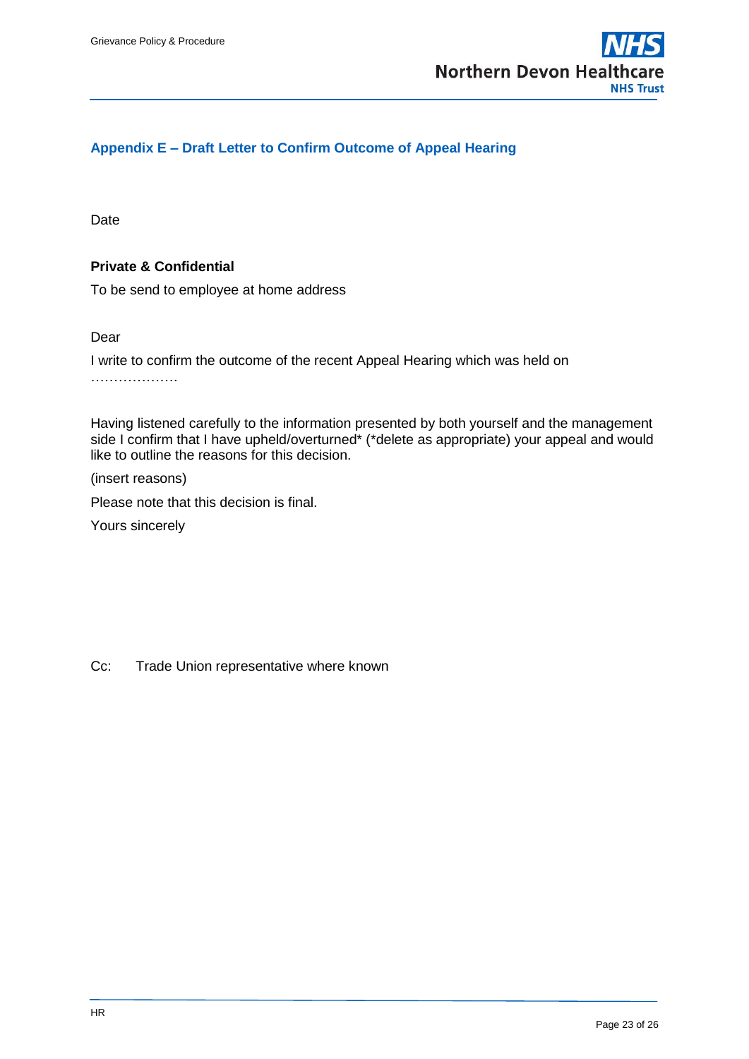## Appendix E – Draft Letter to Confirm Outcome of Appeal Hearing

Date

**Private & Confidential**

To be send to employee at home address

Dear

I write to confirm the outcome of the recent Appeal Hearing which was held on ……………….

Having listened carefully to the information presented by both yourself and the management side I confirm that I have upheld/overturned* (*delete as appropriate) your appeal and would like to outline the reasons for this decision.

(insert reasons)

Please note that this decision is final.

Yours sincerely

Cc: Trade Union representative where known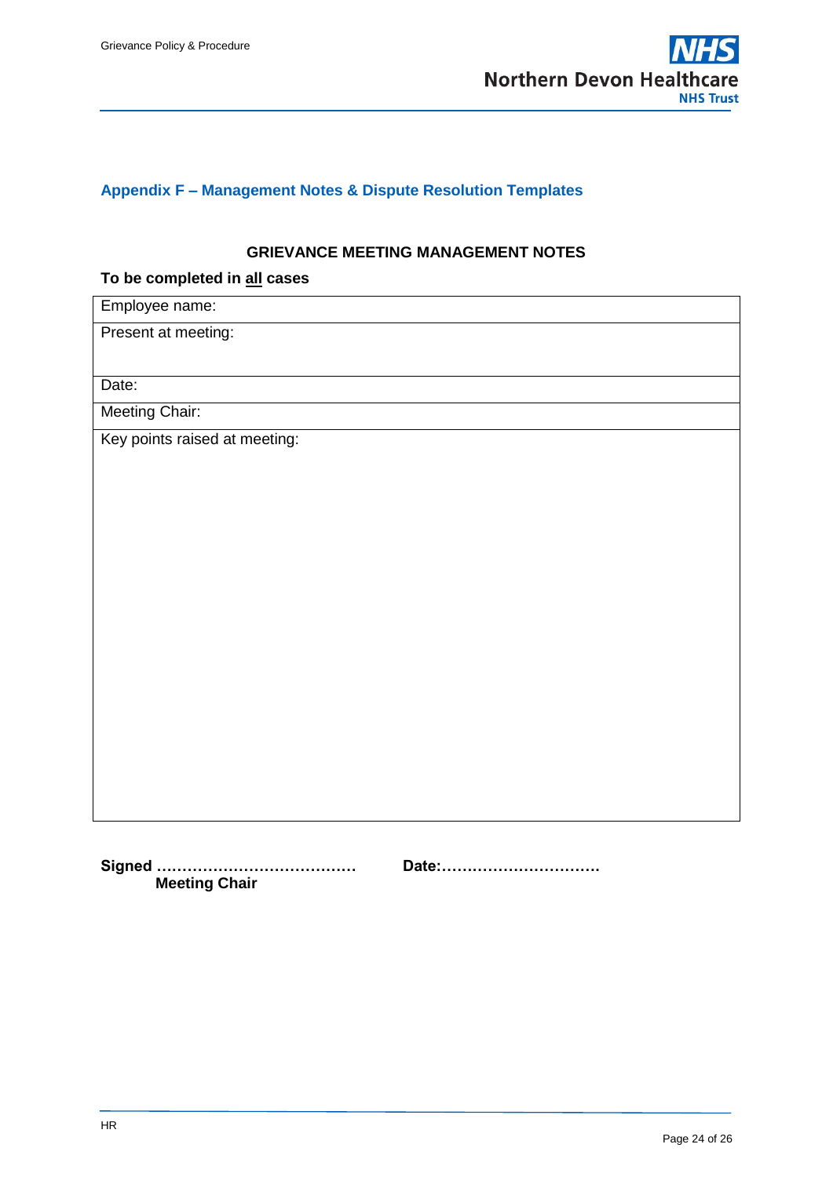## Appendix F – Management Notes & Dispute Resolution Templates

### GRIEVANCE MEETING MANAGEMENT NOTES

**To be completed in all cases**

| Employee name: |
|---|
| Present at meeting: |
| Date: |
| Meeting Chair: |
| Key points raised at meeting: |

**Signed …………………………………** **Date:………………………….**
**Meeting Chair**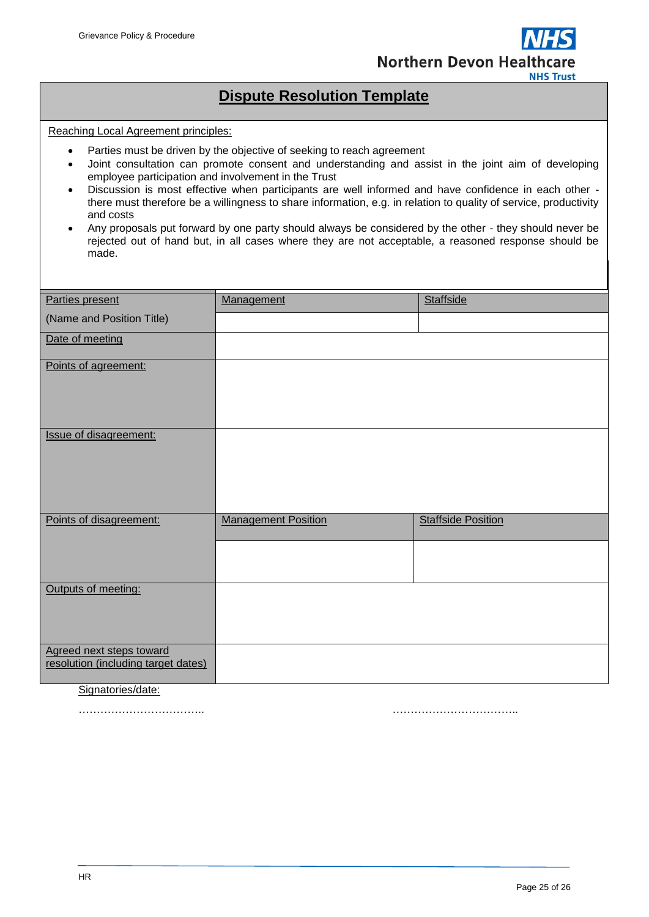# Dispute Resolution Template

Reaching Local Agreement principles:

- Parties must be driven by the objective of seeking to reach agreement
- Joint consultation can promote consent and understanding and assist in the joint aim of developing employee participation and involvement in the Trust
- Discussion is most effective when participants are well informed and have confidence in each other - there must therefore be a willingness to share information, e.g. in relation to quality of service, productivity and costs
- Any proposals put forward by one party should always be considered by the other - they should never be rejected out of hand but, in all cases where they are not acceptable, a reasoned response should be made.

| Parties present | Management | Staffside |
|---|---|---|
| (Name and Position Title) | | |
| Date of meeting | | |
| Points of agreement: | | |
| Issue of disagreement: | | |
| Points of disagreement: | Management Position | Staffside Position |
| | | |
| Outputs of meeting: | | |
| Agreed next steps toward resolution (including target dates) | | |

Signatories/date:

…………………………….. ……………………………..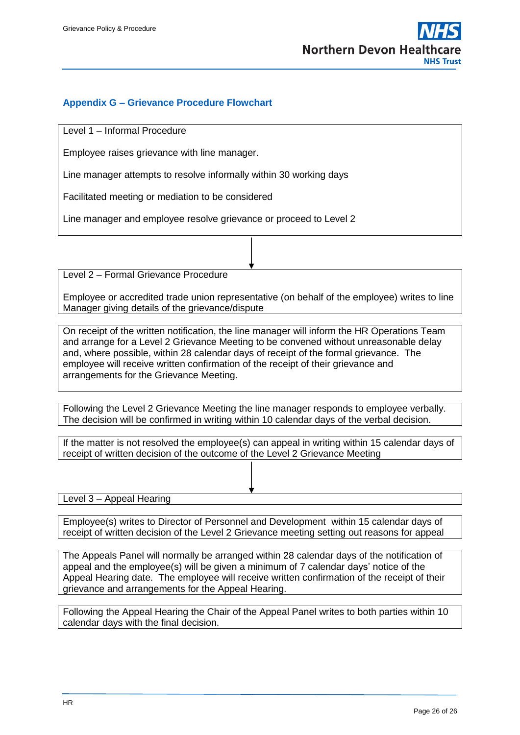## Appendix G – Grievance Procedure Flowchart

Level 1 – Informal Procedure

Employee raises grievance with line manager.

Line manager attempts to resolve informally within 30 working days

Facilitated meeting or mediation to be considered

Line manager and employee resolve grievance or proceed to Level 2

↓

Level 2 – Formal Grievance Procedure

Employee or accredited trade union representative (on behalf of the employee) writes to line Manager giving details of the grievance/dispute

On receipt of the written notification, the line manager will inform the HR Operations Team and arrange for a Level 2 Grievance Meeting to be convened without unreasonable delay and, where possible, within 28 calendar days of receipt of the formal grievance. The employee will receive written confirmation of the receipt of their grievance and arrangements for the Grievance Meeting.

Following the Level 2 Grievance Meeting the line manager responds to employee verbally. The decision will be confirmed in writing within 10 calendar days of the verbal decision.

If the matter is not resolved the employee(s) can appeal in writing within 15 calendar days of receipt of written decision of the outcome of the Level 2 Grievance Meeting

↓

Level 3 – Appeal Hearing

Employee(s) writes to Director of Personnel and Development within 15 calendar days of receipt of written decision of the Level 2 Grievance meeting setting out reasons for appeal

The Appeals Panel will normally be arranged within 28 calendar days of the notification of appeal and the employee(s) will be given a minimum of 7 calendar days' notice of the Appeal Hearing date. The employee will receive written confirmation of the receipt of their grievance and arrangements for the Appeal Hearing.

Following the Appeal Hearing the Chair of the Appeal Panel writes to both parties within 10 calendar days with the final decision.